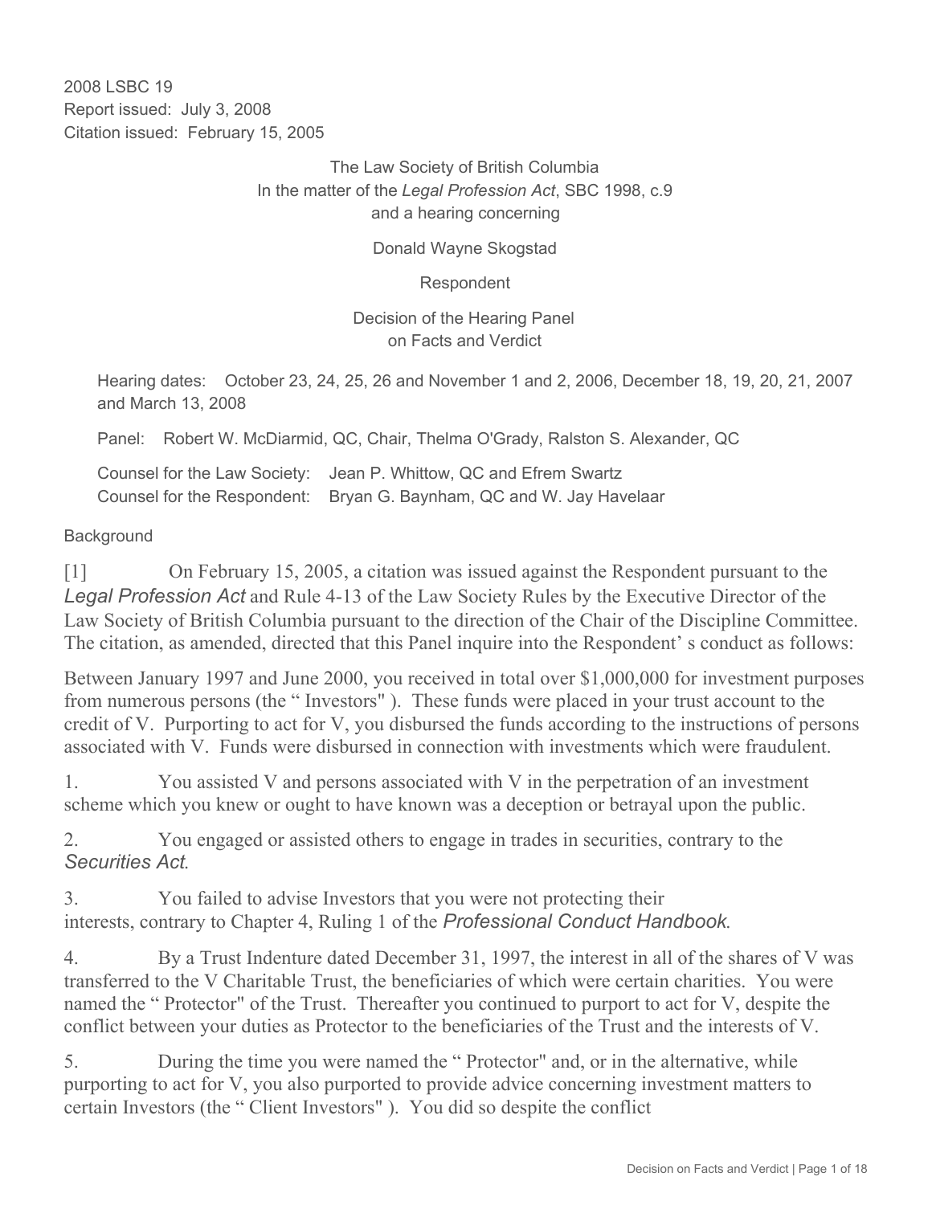2008 LSBC 19
Report issued: July 3, 2008
Citation issued: February 15, 2005

The Law Society of British Columbia
In the matter of the *Legal Profession Act*, SBC 1998, c.9
and a hearing concerning

Donald Wayne Skogstad

Respondent

Decision of the Hearing Panel
on Facts and Verdict

Hearing dates: October 23, 24, 25, 26 and November 1 and 2, 2006, December 18, 19, 20, 21, 2007 and March 13, 2008

Panel: Robert W. McDiarmid, QC, Chair, Thelma O'Grady, Ralston S. Alexander, QC

Counsel for the Law Society: Jean P. Whittow, QC and Efrem Swartz
Counsel for the Respondent: Bryan G. Baynham, QC and W. Jay Havelaar

## Background

[1] On February 15, 2005, a citation was issued against the Respondent pursuant to the *Legal Profession Act* and Rule 4-13 of the Law Society Rules by the Executive Director of the Law Society of British Columbia pursuant to the direction of the Chair of the Discipline Committee. The citation, as amended, directed that this Panel inquire into the Respondent's conduct as follows:

Between January 1997 and June 2000, you received in total over $1,000,000 for investment purposes from numerous persons (the "Investors"). These funds were placed in your trust account to the credit of V. Purporting to act for V, you disbursed the funds according to the instructions of persons associated with V. Funds were disbursed in connection with investments which were fraudulent.

1. You assisted V and persons associated with V in the perpetration of an investment scheme which you knew or ought to have known was a deception or betrayal upon the public.

2. You engaged or assisted others to engage in trades in securities, contrary to the *Securities Act*.

3. You failed to advise Investors that you were not protecting their interests, contrary to Chapter 4, Ruling 1 of the *Professional Conduct Handbook*.

4. By a Trust Indenture dated December 31, 1997, the interest in all of the shares of V was transferred to the V Charitable Trust, the beneficiaries of which were certain charities. You were named the "Protector" of the Trust. Thereafter you continued to purport to act for V, despite the conflict between your duties as Protector to the beneficiaries of the Trust and the interests of V.

5. During the time you were named the "Protector" and, or in the alternative, while purporting to act for V, you also purported to provide advice concerning investment matters to certain Investors (the "Client Investors"). You did so despite the conflict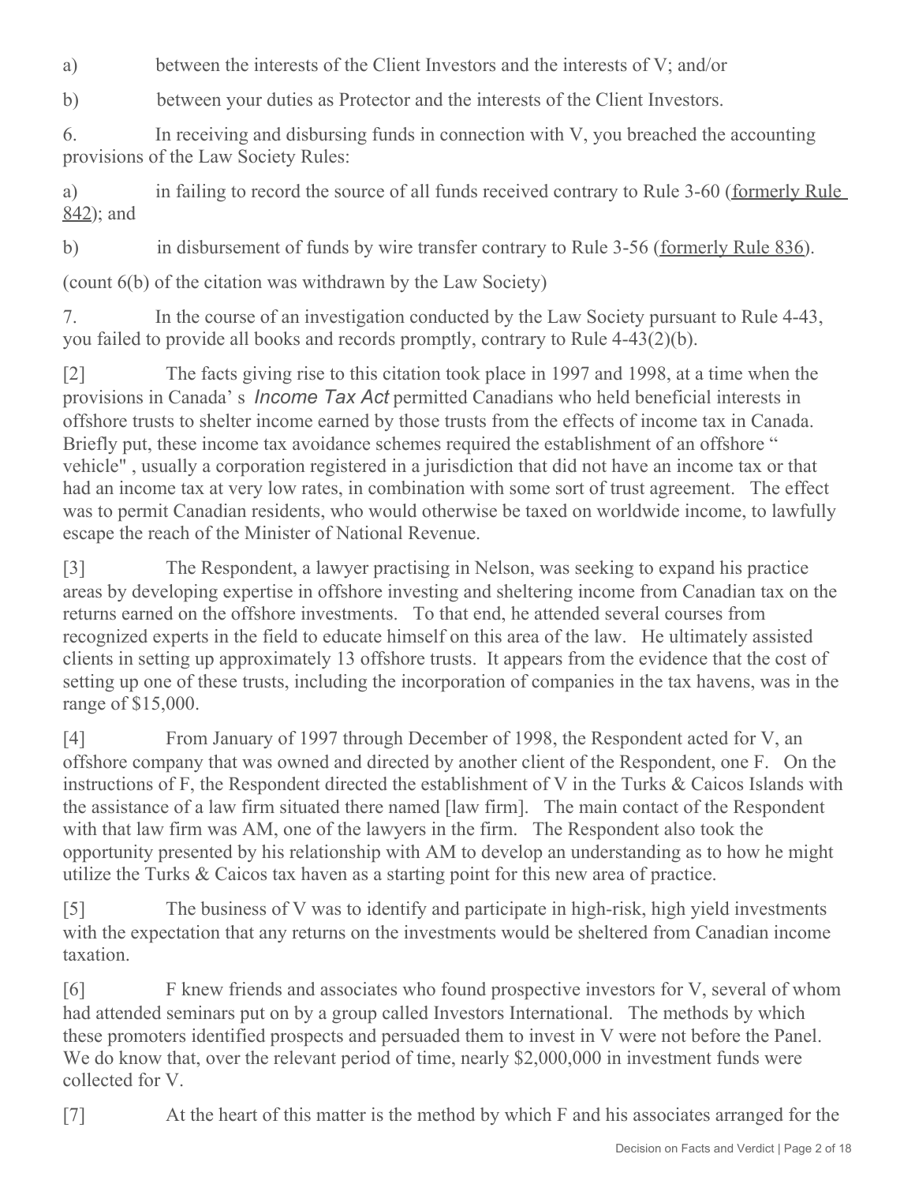a) between the interests of the Client Investors and the interests of V; and/or

b) between your duties as Protector and the interests of the Client Investors.

6. In receiving and disbursing funds in connection with V, you breached the accounting provisions of the Law Society Rules:

a) in failing to record the source of all funds received contrary to Rule 3-60 (formerly Rule 842); and

b) in disbursement of funds by wire transfer contrary to Rule 3-56 (formerly Rule 836).

(count 6(b) of the citation was withdrawn by the Law Society)

7. In the course of an investigation conducted by the Law Society pursuant to Rule 4-43, you failed to provide all books and records promptly, contrary to Rule 4-43(2)(b).

[2] The facts giving rise to this citation took place in 1997 and 1998, at a time when the provisions in Canada's *Income Tax Act* permitted Canadians who held beneficial interests in offshore trusts to shelter income earned by those trusts from the effects of income tax in Canada. Briefly put, these income tax avoidance schemes required the establishment of an offshore "vehicle", usually a corporation registered in a jurisdiction that did not have an income tax or that had an income tax at very low rates, in combination with some sort of trust agreement. The effect was to permit Canadian residents, who would otherwise be taxed on worldwide income, to lawfully escape the reach of the Minister of National Revenue.

[3] The Respondent, a lawyer practising in Nelson, was seeking to expand his practice areas by developing expertise in offshore investing and sheltering income from Canadian tax on the returns earned on the offshore investments. To that end, he attended several courses from recognized experts in the field to educate himself on this area of the law. He ultimately assisted clients in setting up approximately 13 offshore trusts. It appears from the evidence that the cost of setting up one of these trusts, including the incorporation of companies in the tax havens, was in the range of $15,000.

[4] From January of 1997 through December of 1998, the Respondent acted for V, an offshore company that was owned and directed by another client of the Respondent, one F. On the instructions of F, the Respondent directed the establishment of V in the Turks & Caicos Islands with the assistance of a law firm situated there named [law firm]. The main contact of the Respondent with that law firm was AM, one of the lawyers in the firm. The Respondent also took the opportunity presented by his relationship with AM to develop an understanding as to how he might utilize the Turks & Caicos tax haven as a starting point for this new area of practice.

[5] The business of V was to identify and participate in high-risk, high yield investments with the expectation that any returns on the investments would be sheltered from Canadian income taxation.

[6] F knew friends and associates who found prospective investors for V, several of whom had attended seminars put on by a group called Investors International. The methods by which these promoters identified prospects and persuaded them to invest in V were not before the Panel. We do know that, over the relevant period of time, nearly $2,000,000 in investment funds were collected for V.

[7] At the heart of this matter is the method by which F and his associates arranged for the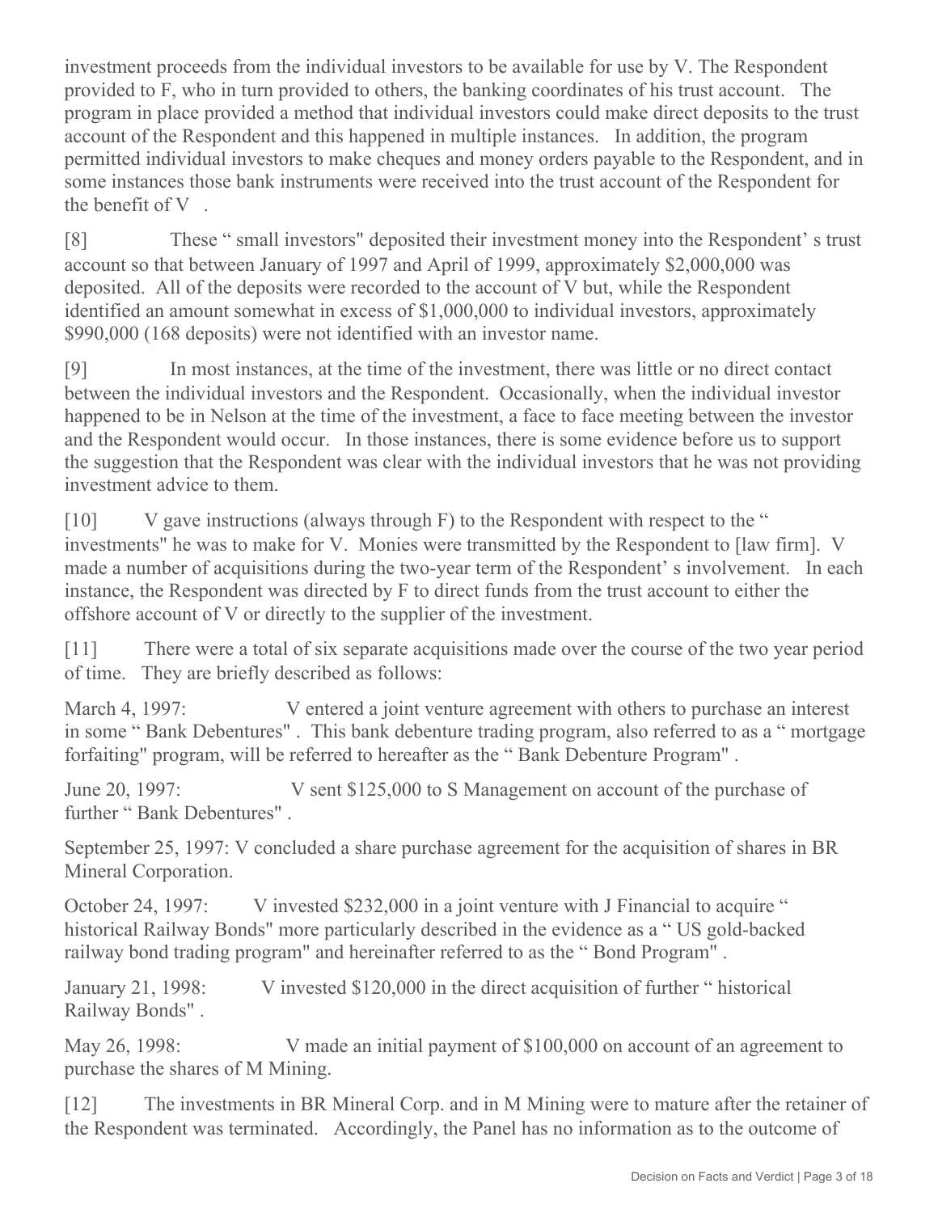investment proceeds from the individual investors to be available for use by V. The Respondent provided to F, who in turn provided to others, the banking coordinates of his trust account. The program in place provided a method that individual investors could make direct deposits to the trust account of the Respondent and this happened in multiple instances. In addition, the program permitted individual investors to make cheques and money orders payable to the Respondent, and in some instances those bank instruments were received into the trust account of the Respondent for the benefit of V .

[8] These " small investors" deposited their investment money into the Respondent' s trust account so that between January of 1997 and April of 1999, approximately $2,000,000 was deposited. All of the deposits were recorded to the account of V but, while the Respondent identified an amount somewhat in excess of $1,000,000 to individual investors, approximately $990,000 (168 deposits) were not identified with an investor name.

[9] In most instances, at the time of the investment, there was little or no direct contact between the individual investors and the Respondent. Occasionally, when the individual investor happened to be in Nelson at the time of the investment, a face to face meeting between the investor and the Respondent would occur. In those instances, there is some evidence before us to support the suggestion that the Respondent was clear with the individual investors that he was not providing investment advice to them.

[10] V gave instructions (always through F) to the Respondent with respect to the " investments" he was to make for V. Monies were transmitted by the Respondent to [law firm]. V made a number of acquisitions during the two-year term of the Respondent' s involvement. In each instance, the Respondent was directed by F to direct funds from the trust account to either the offshore account of V or directly to the supplier of the investment.

[11] There were a total of six separate acquisitions made over the course of the two year period of time. They are briefly described as follows:

March 4, 1997: V entered a joint venture agreement with others to purchase an interest in some " Bank Debentures" . This bank debenture trading program, also referred to as a " mortgage forfaiting" program, will be referred to hereafter as the " Bank Debenture Program" .

June 20, 1997: V sent $125,000 to S Management on account of the purchase of further " Bank Debentures" .

September 25, 1997: V concluded a share purchase agreement for the acquisition of shares in BR Mineral Corporation.

October 24, 1997: V invested $232,000 in a joint venture with J Financial to acquire " historical Railway Bonds" more particularly described in the evidence as a " US gold-backed railway bond trading program" and hereinafter referred to as the " Bond Program" .

January 21, 1998: V invested $120,000 in the direct acquisition of further " historical Railway Bonds" .

May 26, 1998: V made an initial payment of $100,000 on account of an agreement to purchase the shares of M Mining.

[12] The investments in BR Mineral Corp. and in M Mining were to mature after the retainer of the Respondent was terminated. Accordingly, the Panel has no information as to the outcome of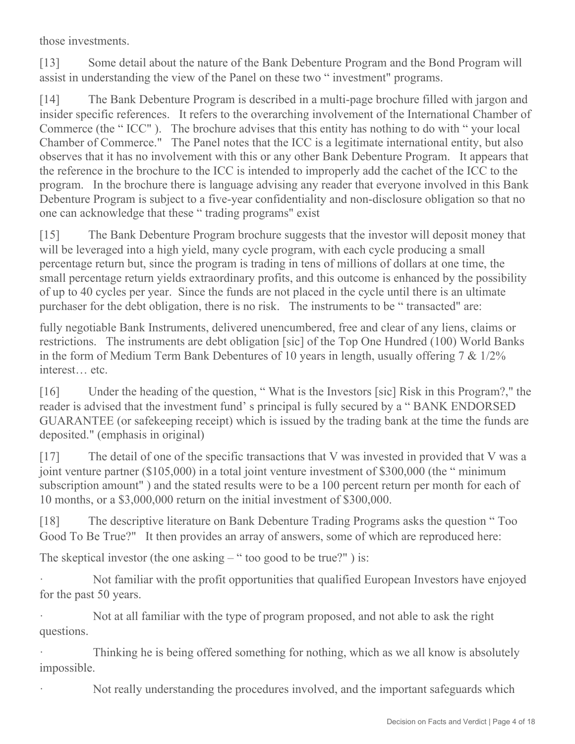those investments.

[13] Some detail about the nature of the Bank Debenture Program and the Bond Program will assist in understanding the view of the Panel on these two " investment" programs.

[14] The Bank Debenture Program is described in a multi-page brochure filled with jargon and insider specific references. It refers to the overarching involvement of the International Chamber of Commerce (the " ICC" ). The brochure advises that this entity has nothing to do with " your local Chamber of Commerce." The Panel notes that the ICC is a legitimate international entity, but also observes that it has no involvement with this or any other Bank Debenture Program. It appears that the reference in the brochure to the ICC is intended to improperly add the cachet of the ICC to the program. In the brochure there is language advising any reader that everyone involved in this Bank Debenture Program is subject to a five-year confidentiality and non-disclosure obligation so that no one can acknowledge that these " trading programs" exist

[15] The Bank Debenture Program brochure suggests that the investor will deposit money that will be leveraged into a high yield, many cycle program, with each cycle producing a small percentage return but, since the program is trading in tens of millions of dollars at one time, the small percentage return yields extraordinary profits, and this outcome is enhanced by the possibility of up to 40 cycles per year. Since the funds are not placed in the cycle until there is an ultimate purchaser for the debt obligation, there is no risk. The instruments to be " transacted" are:

fully negotiable Bank Instruments, delivered unencumbered, free and clear of any liens, claims or restrictions. The instruments are debt obligation [sic] of the Top One Hundred (100) World Banks in the form of Medium Term Bank Debentures of 10 years in length, usually offering 7 & 1/2% interest… etc.

[16] Under the heading of the question, " What is the Investors [sic] Risk in this Program?," the reader is advised that the investment fund' s principal is fully secured by a " BANK ENDORSED GUARANTEE (or safekeeping receipt) which is issued by the trading bank at the time the funds are deposited." (emphasis in original)

[17] The detail of one of the specific transactions that V was invested in provided that V was a joint venture partner ($105,000) in a total joint venture investment of $300,000 (the " minimum subscription amount" ) and the stated results were to be a 100 percent return per month for each of 10 months, or a $3,000,000 return on the initial investment of $300,000.

[18] The descriptive literature on Bank Debenture Trading Programs asks the question " Too Good To Be True?" It then provides an array of answers, some of which are reproduced here:

The skeptical investor (the one asking – " too good to be true?" ) is:

- Not familiar with the profit opportunities that qualified European Investors have enjoyed for the past 50 years.
- Not at all familiar with the type of program proposed, and not able to ask the right questions.
- Thinking he is being offered something for nothing, which as we all know is absolutely impossible.
- Not really understanding the procedures involved, and the important safeguards which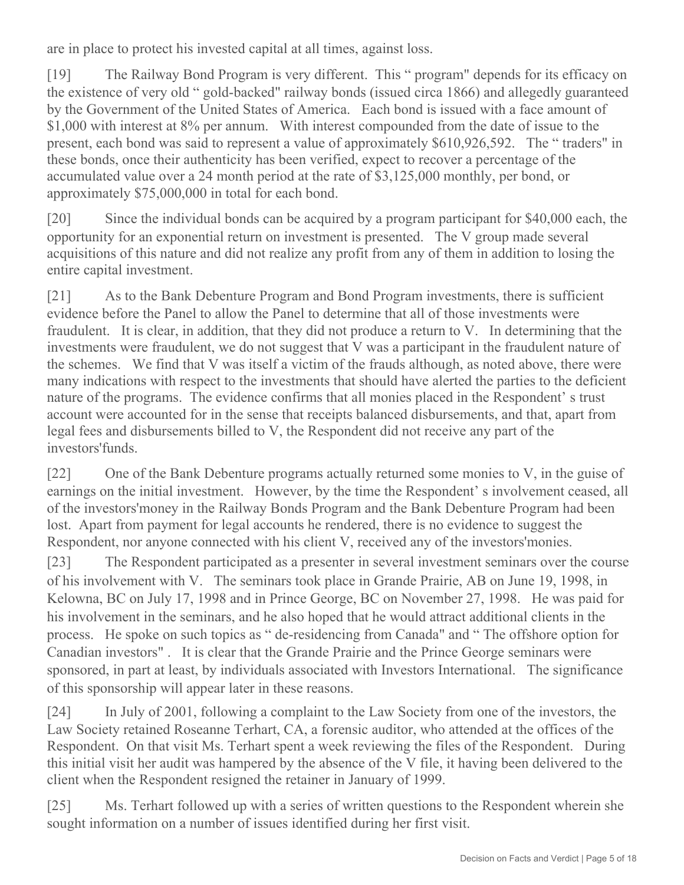are in place to protect his invested capital at all times, against loss.

[19] The Railway Bond Program is very different. This " program" depends for its efficacy on the existence of very old " gold-backed" railway bonds (issued circa 1866) and allegedly guaranteed by the Government of the United States of America. Each bond is issued with a face amount of $1,000 with interest at 8% per annum. With interest compounded from the date of issue to the present, each bond was said to represent a value of approximately $610,926,592. The " traders" in these bonds, once their authenticity has been verified, expect to recover a percentage of the accumulated value over a 24 month period at the rate of $3,125,000 monthly, per bond, or approximately $75,000,000 in total for each bond.

[20] Since the individual bonds can be acquired by a program participant for $40,000 each, the opportunity for an exponential return on investment is presented. The V group made several acquisitions of this nature and did not realize any profit from any of them in addition to losing the entire capital investment.

[21] As to the Bank Debenture Program and Bond Program investments, there is sufficient evidence before the Panel to allow the Panel to determine that all of those investments were fraudulent. It is clear, in addition, that they did not produce a return to V. In determining that the investments were fraudulent, we do not suggest that V was a participant in the fraudulent nature of the schemes. We find that V was itself a victim of the frauds although, as noted above, there were many indications with respect to the investments that should have alerted the parties to the deficient nature of the programs. The evidence confirms that all monies placed in the Respondent' s trust account were accounted for in the sense that receipts balanced disbursements, and that, apart from legal fees and disbursements billed to V, the Respondent did not receive any part of the investors'funds.

[22] One of the Bank Debenture programs actually returned some monies to V, in the guise of earnings on the initial investment. However, by the time the Respondent' s involvement ceased, all of the investors'money in the Railway Bonds Program and the Bank Debenture Program had been lost. Apart from payment for legal accounts he rendered, there is no evidence to suggest the Respondent, nor anyone connected with his client V, received any of the investors'monies.

[23] The Respondent participated as a presenter in several investment seminars over the course of his involvement with V. The seminars took place in Grande Prairie, AB on June 19, 1998, in Kelowna, BC on July 17, 1998 and in Prince George, BC on November 27, 1998. He was paid for his involvement in the seminars, and he also hoped that he would attract additional clients in the process. He spoke on such topics as " de-residencing from Canada" and " The offshore option for Canadian investors" . It is clear that the Grande Prairie and the Prince George seminars were sponsored, in part at least, by individuals associated with Investors International. The significance of this sponsorship will appear later in these reasons.

[24] In July of 2001, following a complaint to the Law Society from one of the investors, the Law Society retained Roseanne Terhart, CA, a forensic auditor, who attended at the offices of the Respondent. On that visit Ms. Terhart spent a week reviewing the files of the Respondent. During this initial visit her audit was hampered by the absence of the V file, it having been delivered to the client when the Respondent resigned the retainer in January of 1999.

[25] Ms. Terhart followed up with a series of written questions to the Respondent wherein she sought information on a number of issues identified during her first visit.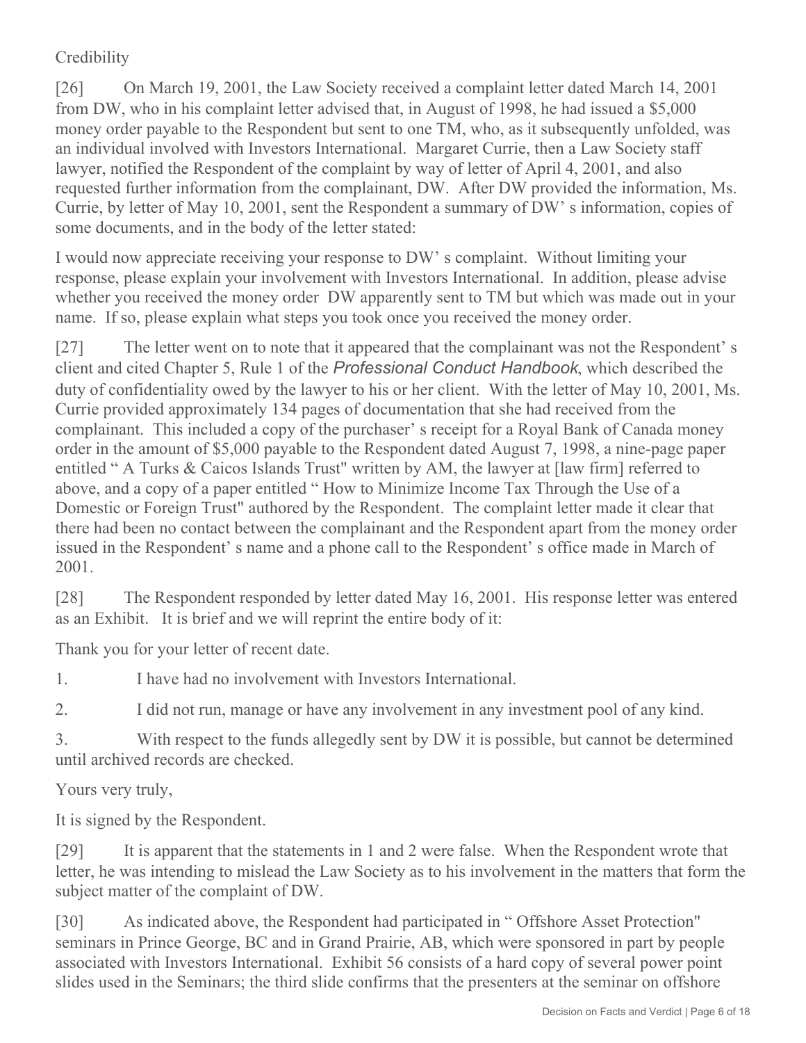Credibility

[26] On March 19, 2001, the Law Society received a complaint letter dated March 14, 2001 from DW, who in his complaint letter advised that, in August of 1998, he had issued a $5,000 money order payable to the Respondent but sent to one TM, who, as it subsequently unfolded, was an individual involved with Investors International. Margaret Currie, then a Law Society staff lawyer, notified the Respondent of the complaint by way of letter of April 4, 2001, and also requested further information from the complainant, DW. After DW provided the information, Ms. Currie, by letter of May 10, 2001, sent the Respondent a summary of DW' s information, copies of some documents, and in the body of the letter stated:

I would now appreciate receiving your response to DW' s complaint. Without limiting your response, please explain your involvement with Investors International. In addition, please advise whether you received the money order DW apparently sent to TM but which was made out in your name. If so, please explain what steps you took once you received the money order.

[27] The letter went on to note that it appeared that the complainant was not the Respondent' s client and cited Chapter 5, Rule 1 of the *Professional Conduct Handbook*, which described the duty of confidentiality owed by the lawyer to his or her client. With the letter of May 10, 2001, Ms. Currie provided approximately 134 pages of documentation that she had received from the complainant. This included a copy of the purchaser' s receipt for a Royal Bank of Canada money order in the amount of $5,000 payable to the Respondent dated August 7, 1998, a nine-page paper entitled " A Turks & Caicos Islands Trust" written by AM, the lawyer at [law firm] referred to above, and a copy of a paper entitled " How to Minimize Income Tax Through the Use of a Domestic or Foreign Trust" authored by the Respondent. The complaint letter made it clear that there had been no contact between the complainant and the Respondent apart from the money order issued in the Respondent' s name and a phone call to the Respondent' s office made in March of 2001.

[28] The Respondent responded by letter dated May 16, 2001. His response letter was entered as an Exhibit. It is brief and we will reprint the entire body of it:

Thank you for your letter of recent date.

1. I have had no involvement with Investors International.

2. I did not run, manage or have any involvement in any investment pool of any kind.

3. With respect to the funds allegedly sent by DW it is possible, but cannot be determined until archived records are checked.

Yours very truly,

It is signed by the Respondent.

[29] It is apparent that the statements in 1 and 2 were false. When the Respondent wrote that letter, he was intending to mislead the Law Society as to his involvement in the matters that form the subject matter of the complaint of DW.

[30] As indicated above, the Respondent had participated in " Offshore Asset Protection" seminars in Prince George, BC and in Grand Prairie, AB, which were sponsored in part by people associated with Investors International. Exhibit 56 consists of a hard copy of several power point slides used in the Seminars; the third slide confirms that the presenters at the seminar on offshore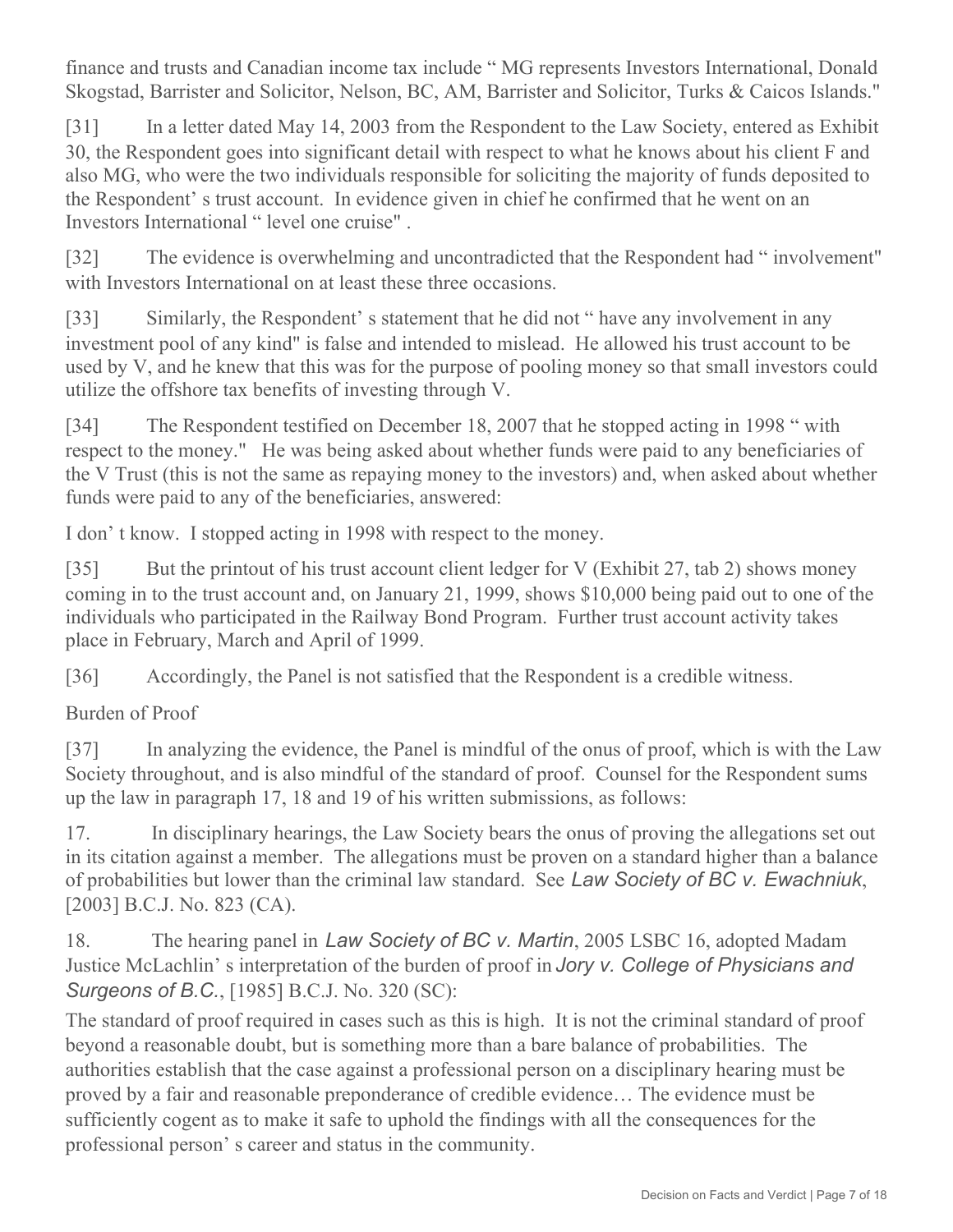finance and trusts and Canadian income tax include " MG represents Investors International, Donald Skogstad, Barrister and Solicitor, Nelson, BC, AM, Barrister and Solicitor, Turks & Caicos Islands."

[31] In a letter dated May 14, 2003 from the Respondent to the Law Society, entered as Exhibit 30, the Respondent goes into significant detail with respect to what he knows about his client F and also MG, who were the two individuals responsible for soliciting the majority of funds deposited to the Respondent' s trust account. In evidence given in chief he confirmed that he went on an Investors International " level one cruise" .

[32] The evidence is overwhelming and uncontradicted that the Respondent had " involvement" with Investors International on at least these three occasions.

[33] Similarly, the Respondent' s statement that he did not " have any involvement in any investment pool of any kind" is false and intended to mislead. He allowed his trust account to be used by V, and he knew that this was for the purpose of pooling money so that small investors could utilize the offshore tax benefits of investing through V.

[34] The Respondent testified on December 18, 2007 that he stopped acting in 1998 " with respect to the money." He was being asked about whether funds were paid to any beneficiaries of the V Trust (this is not the same as repaying money to the investors) and, when asked about whether funds were paid to any of the beneficiaries, answered:

I don' t know. I stopped acting in 1998 with respect to the money.

[35] But the printout of his trust account client ledger for V (Exhibit 27, tab 2) shows money coming in to the trust account and, on January 21, 1999, shows $10,000 being paid out to one of the individuals who participated in the Railway Bond Program. Further trust account activity takes place in February, March and April of 1999.

[36] Accordingly, the Panel is not satisfied that the Respondent is a credible witness.

## Burden of Proof

[37] In analyzing the evidence, the Panel is mindful of the onus of proof, which is with the Law Society throughout, and is also mindful of the standard of proof. Counsel for the Respondent sums up the law in paragraph 17, 18 and 19 of his written submissions, as follows:

17. In disciplinary hearings, the Law Society bears the onus of proving the allegations set out in its citation against a member. The allegations must be proven on a standard higher than a balance of probabilities but lower than the criminal law standard. See *Law Society of BC v. Ewachniuk*, [2003] B.C.J. No. 823 (CA).

18. The hearing panel in *Law Society of BC v. Martin*, 2005 LSBC 16, adopted Madam Justice McLachlin' s interpretation of the burden of proof in *Jory v. College of Physicians and Surgeons of B.C.*, [1985] B.C.J. No. 320 (SC):

The standard of proof required in cases such as this is high. It is not the criminal standard of proof beyond a reasonable doubt, but is something more than a bare balance of probabilities. The authorities establish that the case against a professional person on a disciplinary hearing must be proved by a fair and reasonable preponderance of credible evidence… The evidence must be sufficiently cogent as to make it safe to uphold the findings with all the consequences for the professional person' s career and status in the community.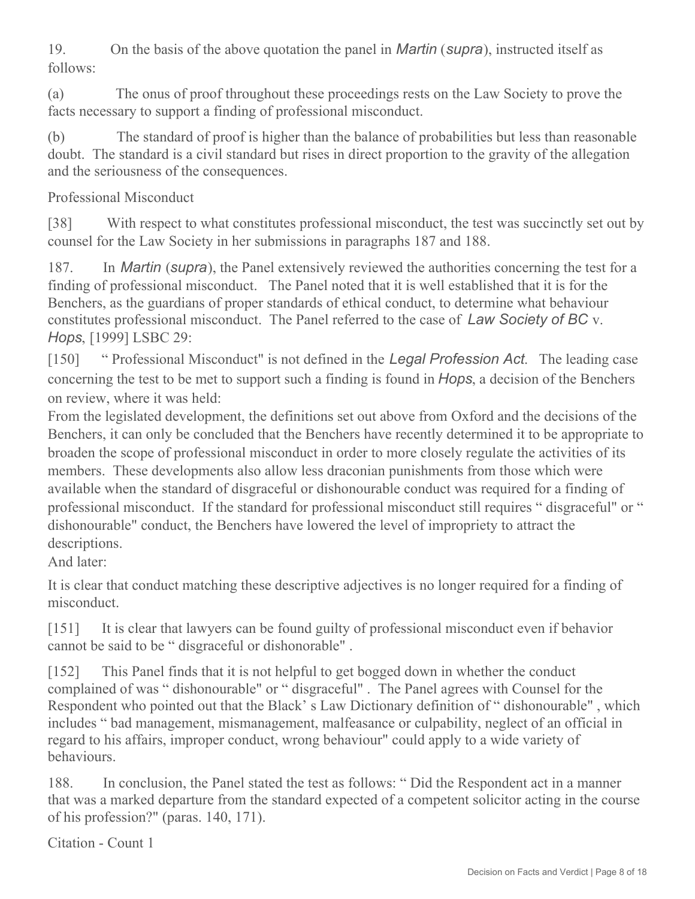19. On the basis of the above quotation the panel in *Martin* (*supra*), instructed itself as follows:

(a) The onus of proof throughout these proceedings rests on the Law Society to prove the facts necessary to support a finding of professional misconduct.

(b) The standard of proof is higher than the balance of probabilities but less than reasonable doubt. The standard is a civil standard but rises in direct proportion to the gravity of the allegation and the seriousness of the consequences.

Professional Misconduct

[38] With respect to what constitutes professional misconduct, the test was succinctly set out by counsel for the Law Society in her submissions in paragraphs 187 and 188.

187. In *Martin* (*supra*), the Panel extensively reviewed the authorities concerning the test for a finding of professional misconduct. The Panel noted that it is well established that it is for the Benchers, as the guardians of proper standards of ethical conduct, to determine what behaviour constitutes professional misconduct. The Panel referred to the case of *Law Society of BC* v. *Hops*, [1999] LSBC 29:

[150] " Professional Misconduct" is not defined in the *Legal Profession Act*. The leading case concerning the test to be met to support such a finding is found in *Hops*, a decision of the Benchers on review, where it was held:

From the legislated development, the definitions set out above from Oxford and the decisions of the Benchers, it can only be concluded that the Benchers have recently determined it to be appropriate to broaden the scope of professional misconduct in order to more closely regulate the activities of its members. These developments also allow less draconian punishments from those which were available when the standard of disgraceful or dishonourable conduct was required for a finding of professional misconduct. If the standard for professional misconduct still requires " disgraceful" or " dishonourable" conduct, the Benchers have lowered the level of impropriety to attract the descriptions.

And later:

It is clear that conduct matching these descriptive adjectives is no longer required for a finding of misconduct.

[151] It is clear that lawyers can be found guilty of professional misconduct even if behavior cannot be said to be " disgraceful or dishonorable" .

[152] This Panel finds that it is not helpful to get bogged down in whether the conduct complained of was " dishonourable" or " disgraceful" . The Panel agrees with Counsel for the Respondent who pointed out that the Black' s Law Dictionary definition of " dishonourable" , which includes " bad management, mismanagement, malfeasance or culpability, neglect of an official in regard to his affairs, improper conduct, wrong behaviour" could apply to a wide variety of behaviours.

188. In conclusion, the Panel stated the test as follows: " Did the Respondent act in a manner that was a marked departure from the standard expected of a competent solicitor acting in the course of his profession?" (paras. 140, 171).

Citation - Count 1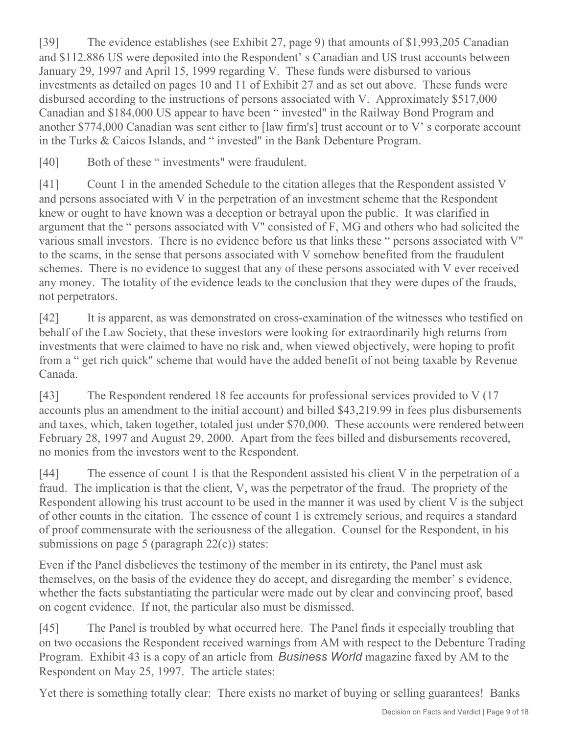[39] The evidence establishes (see Exhibit 27, page 9) that amounts of $1,993,205 Canadian and $112.886 US were deposited into the Respondent' s Canadian and US trust accounts between January 29, 1997 and April 15, 1999 regarding V. These funds were disbursed to various investments as detailed on pages 10 and 11 of Exhibit 27 and as set out above. These funds were disbursed according to the instructions of persons associated with V. Approximately $517,000 Canadian and $184,000 US appear to have been " invested" in the Railway Bond Program and another $774,000 Canadian was sent either to [law firm's] trust account or to V' s corporate account in the Turks & Caicos Islands, and " invested" in the Bank Debenture Program.

[40] Both of these " investments" were fraudulent.

[41] Count 1 in the amended Schedule to the citation alleges that the Respondent assisted V and persons associated with V in the perpetration of an investment scheme that the Respondent knew or ought to have known was a deception or betrayal upon the public. It was clarified in argument that the " persons associated with V" consisted of F, MG and others who had solicited the various small investors. There is no evidence before us that links these " persons associated with V" to the scams, in the sense that persons associated with V somehow benefited from the fraudulent schemes. There is no evidence to suggest that any of these persons associated with V ever received any money. The totality of the evidence leads to the conclusion that they were dupes of the frauds, not perpetrators.

[42] It is apparent, as was demonstrated on cross-examination of the witnesses who testified on behalf of the Law Society, that these investors were looking for extraordinarily high returns from investments that were claimed to have no risk and, when viewed objectively, were hoping to profit from a " get rich quick" scheme that would have the added benefit of not being taxable by Revenue Canada.

[43] The Respondent rendered 18 fee accounts for professional services provided to V (17 accounts plus an amendment to the initial account) and billed $43,219.99 in fees plus disbursements and taxes, which, taken together, totaled just under $70,000. These accounts were rendered between February 28, 1997 and August 29, 2000. Apart from the fees billed and disbursements recovered, no monies from the investors went to the Respondent.

[44] The essence of count 1 is that the Respondent assisted his client V in the perpetration of a fraud. The implication is that the client, V, was the perpetrator of the fraud. The propriety of the Respondent allowing his trust account to be used in the manner it was used by client V is the subject of other counts in the citation. The essence of count 1 is extremely serious, and requires a standard of proof commensurate with the seriousness of the allegation. Counsel for the Respondent, in his submissions on page 5 (paragraph 22(c)) states:

Even if the Panel disbelieves the testimony of the member in its entirety, the Panel must ask themselves, on the basis of the evidence they do accept, and disregarding the member' s evidence, whether the facts substantiating the particular were made out by clear and convincing proof, based on cogent evidence. If not, the particular also must be dismissed.

[45] The Panel is troubled by what occurred here. The Panel finds it especially troubling that on two occasions the Respondent received warnings from AM with respect to the Debenture Trading Program. Exhibit 43 is a copy of an article from *Business World* magazine faxed by AM to the Respondent on May 25, 1997. The article states:

Yet there is something totally clear: There exists no market of buying or selling guarantees! Banks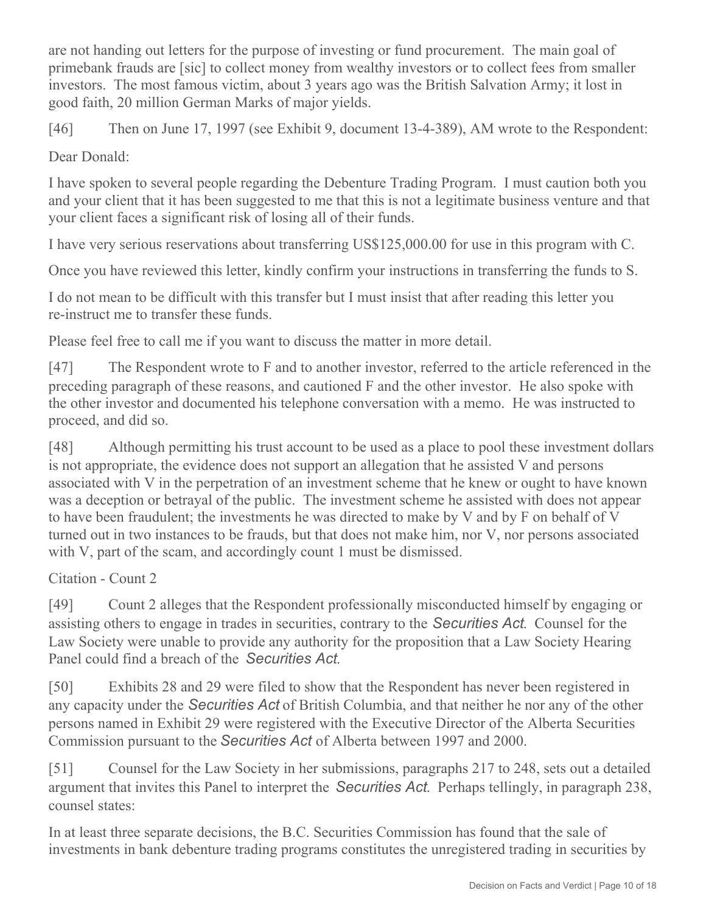are not handing out letters for the purpose of investing or fund procurement. The main goal of primebank frauds are [sic] to collect money from wealthy investors or to collect fees from smaller investors. The most famous victim, about 3 years ago was the British Salvation Army; it lost in good faith, 20 million German Marks of major yields.

[46] Then on June 17, 1997 (see Exhibit 9, document 13-4-389), AM wrote to the Respondent:

Dear Donald:

I have spoken to several people regarding the Debenture Trading Program. I must caution both you and your client that it has been suggested to me that this is not a legitimate business venture and that your client faces a significant risk of losing all of their funds.

I have very serious reservations about transferring US$125,000.00 for use in this program with C.

Once you have reviewed this letter, kindly confirm your instructions in transferring the funds to S.

I do not mean to be difficult with this transfer but I must insist that after reading this letter you re-instruct me to transfer these funds.

Please feel free to call me if you want to discuss the matter in more detail.

[47] The Respondent wrote to F and to another investor, referred to the article referenced in the preceding paragraph of these reasons, and cautioned F and the other investor. He also spoke with the other investor and documented his telephone conversation with a memo. He was instructed to proceed, and did so.

[48] Although permitting his trust account to be used as a place to pool these investment dollars is not appropriate, the evidence does not support an allegation that he assisted V and persons associated with V in the perpetration of an investment scheme that he knew or ought to have known was a deception or betrayal of the public. The investment scheme he assisted with does not appear to have been fraudulent; the investments he was directed to make by V and by F on behalf of V turned out in two instances to be frauds, but that does not make him, nor V, nor persons associated with V, part of the scam, and accordingly count 1 must be dismissed.

Citation - Count 2

[49] Count 2 alleges that the Respondent professionally misconducted himself by engaging or assisting others to engage in trades in securities, contrary to the *Securities Act*. Counsel for the Law Society were unable to provide any authority for the proposition that a Law Society Hearing Panel could find a breach of the *Securities Act*.

[50] Exhibits 28 and 29 were filed to show that the Respondent has never been registered in any capacity under the *Securities Act* of British Columbia, and that neither he nor any of the other persons named in Exhibit 29 were registered with the Executive Director of the Alberta Securities Commission pursuant to the *Securities Act* of Alberta between 1997 and 2000.

[51] Counsel for the Law Society in her submissions, paragraphs 217 to 248, sets out a detailed argument that invites this Panel to interpret the *Securities Act*. Perhaps tellingly, in paragraph 238, counsel states:

In at least three separate decisions, the B.C. Securities Commission has found that the sale of investments in bank debenture trading programs constitutes the unregistered trading in securities by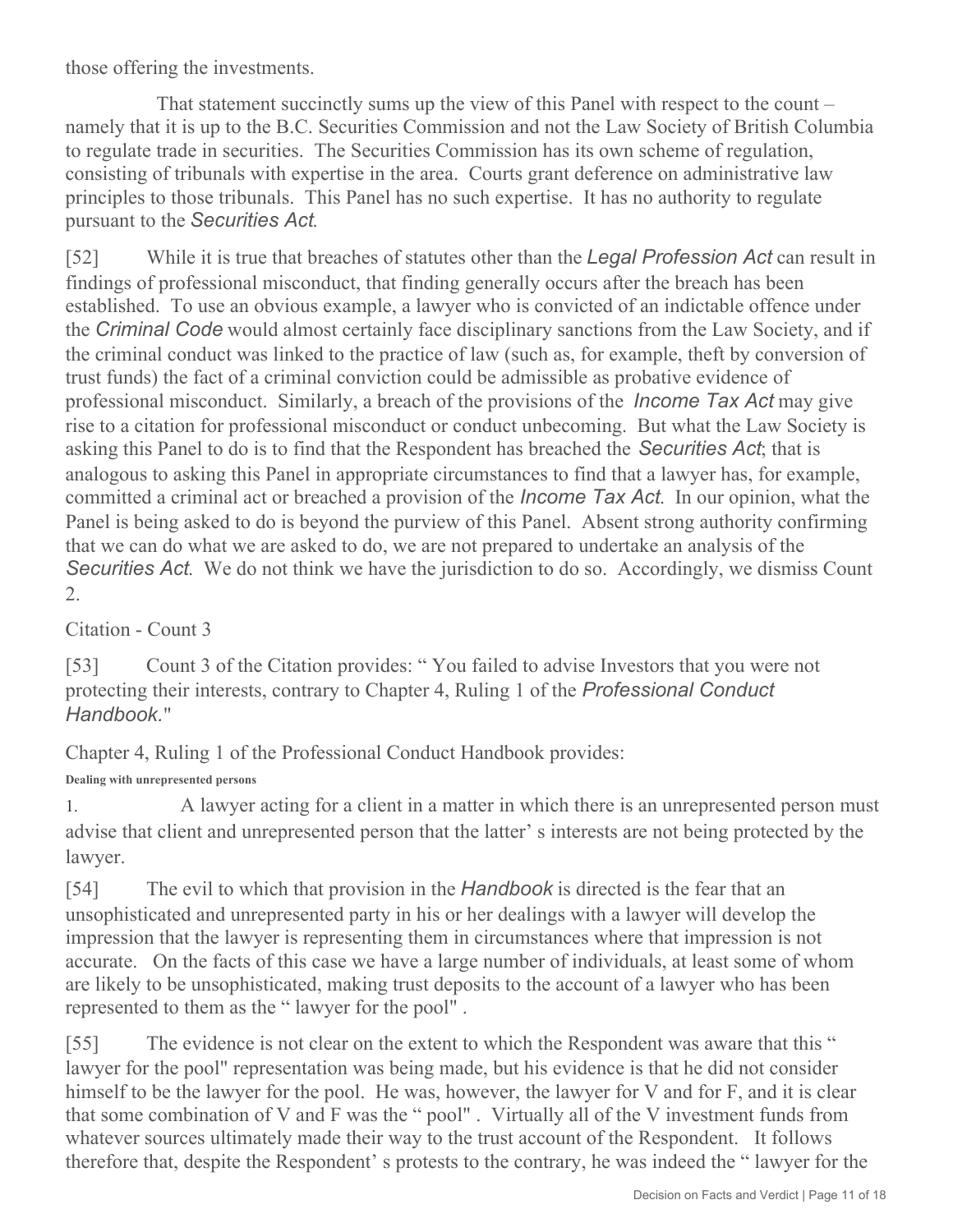those offering the investments.

That statement succinctly sums up the view of this Panel with respect to the count – namely that it is up to the B.C. Securities Commission and not the Law Society of British Columbia to regulate trade in securities. The Securities Commission has its own scheme of regulation, consisting of tribunals with expertise in the area. Courts grant deference on administrative law principles to those tribunals. This Panel has no such expertise. It has no authority to regulate pursuant to the *Securities Act*.

[52] While it is true that breaches of statutes other than the *Legal Profession Act* can result in findings of professional misconduct, that finding generally occurs after the breach has been established. To use an obvious example, a lawyer who is convicted of an indictable offence under the *Criminal Code* would almost certainly face disciplinary sanctions from the Law Society, and if the criminal conduct was linked to the practice of law (such as, for example, theft by conversion of trust funds) the fact of a criminal conviction could be admissible as probative evidence of professional misconduct. Similarly, a breach of the provisions of the *Income Tax Act* may give rise to a citation for professional misconduct or conduct unbecoming. But what the Law Society is asking this Panel to do is to find that the Respondent has breached the *Securities Act*; that is analogous to asking this Panel in appropriate circumstances to find that a lawyer has, for example, committed a criminal act or breached a provision of the *Income Tax Act*. In our opinion, what the Panel is being asked to do is beyond the purview of this Panel. Absent strong authority confirming that we can do what we are asked to do, we are not prepared to undertake an analysis of the *Securities Act*. We do not think we have the jurisdiction to do so. Accordingly, we dismiss Count 2.

Citation - Count 3

[53] Count 3 of the Citation provides: " You failed to advise Investors that you were not protecting their interests, contrary to Chapter 4, Ruling 1 of the *Professional Conduct Handbook*."

Chapter 4, Ruling 1 of the Professional Conduct Handbook provides:

**Dealing with unrepresented persons**

1. A lawyer acting for a client in a matter in which there is an unrepresented person must advise that client and unrepresented person that the latter' s interests are not being protected by the lawyer.

[54] The evil to which that provision in the *Handbook* is directed is the fear that an unsophisticated and unrepresented party in his or her dealings with a lawyer will develop the impression that the lawyer is representing them in circumstances where that impression is not accurate. On the facts of this case we have a large number of individuals, at least some of whom are likely to be unsophisticated, making trust deposits to the account of a lawyer who has been represented to them as the " lawyer for the pool" .

[55] The evidence is not clear on the extent to which the Respondent was aware that this " lawyer for the pool" representation was being made, but his evidence is that he did not consider himself to be the lawyer for the pool. He was, however, the lawyer for V and for F, and it is clear that some combination of V and F was the " pool" . Virtually all of the V investment funds from whatever sources ultimately made their way to the trust account of the Respondent. It follows therefore that, despite the Respondent' s protests to the contrary, he was indeed the " lawyer for the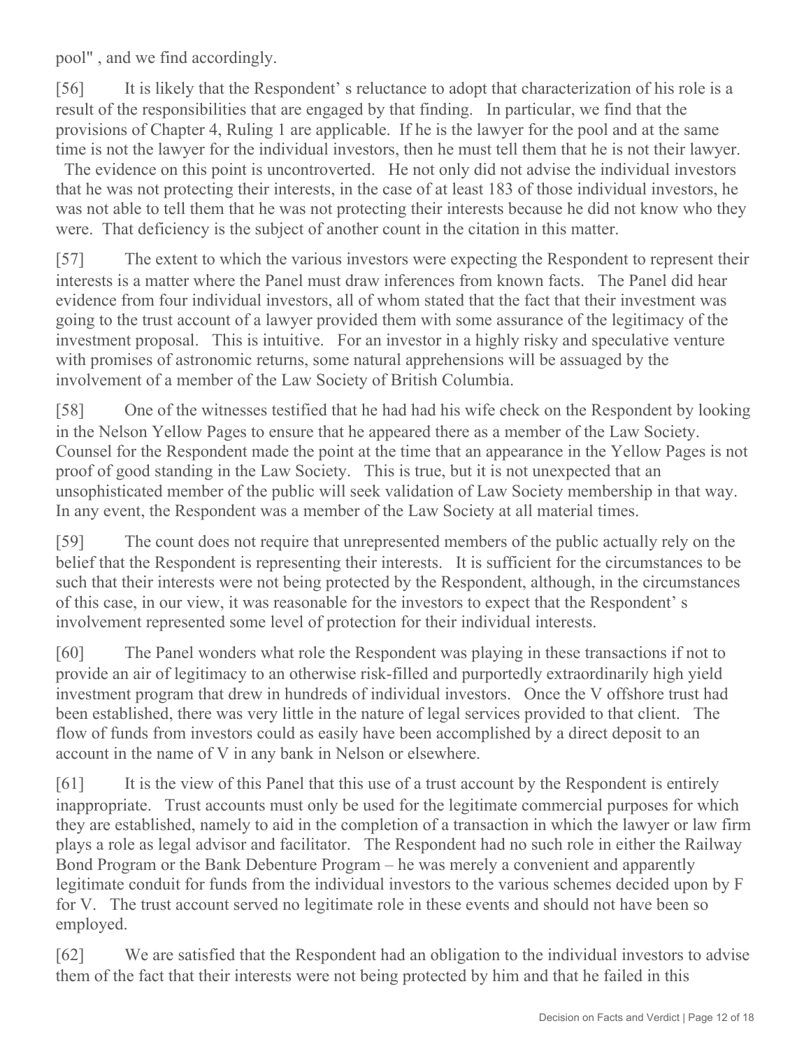pool" , and we find accordingly.

[56] It is likely that the Respondent' s reluctance to adopt that characterization of his role is a result of the responsibilities that are engaged by that finding. In particular, we find that the provisions of Chapter 4, Ruling 1 are applicable. If he is the lawyer for the pool and at the same time is not the lawyer for the individual investors, then he must tell them that he is not their lawyer. The evidence on this point is uncontroverted. He not only did not advise the individual investors that he was not protecting their interests, in the case of at least 183 of those individual investors, he was not able to tell them that he was not protecting their interests because he did not know who they were. That deficiency is the subject of another count in the citation in this matter.

[57] The extent to which the various investors were expecting the Respondent to represent their interests is a matter where the Panel must draw inferences from known facts. The Panel did hear evidence from four individual investors, all of whom stated that the fact that their investment was going to the trust account of a lawyer provided them with some assurance of the legitimacy of the investment proposal. This is intuitive. For an investor in a highly risky and speculative venture with promises of astronomic returns, some natural apprehensions will be assuaged by the involvement of a member of the Law Society of British Columbia.

[58] One of the witnesses testified that he had had his wife check on the Respondent by looking in the Nelson Yellow Pages to ensure that he appeared there as a member of the Law Society. Counsel for the Respondent made the point at the time that an appearance in the Yellow Pages is not proof of good standing in the Law Society. This is true, but it is not unexpected that an unsophisticated member of the public will seek validation of Law Society membership in that way. In any event, the Respondent was a member of the Law Society at all material times.

[59] The count does not require that unrepresented members of the public actually rely on the belief that the Respondent is representing their interests. It is sufficient for the circumstances to be such that their interests were not being protected by the Respondent, although, in the circumstances of this case, in our view, it was reasonable for the investors to expect that the Respondent' s involvement represented some level of protection for their individual interests.

[60] The Panel wonders what role the Respondent was playing in these transactions if not to provide an air of legitimacy to an otherwise risk-filled and purportedly extraordinarily high yield investment program that drew in hundreds of individual investors. Once the V offshore trust had been established, there was very little in the nature of legal services provided to that client. The flow of funds from investors could as easily have been accomplished by a direct deposit to an account in the name of V in any bank in Nelson or elsewhere.

[61] It is the view of this Panel that this use of a trust account by the Respondent is entirely inappropriate. Trust accounts must only be used for the legitimate commercial purposes for which they are established, namely to aid in the completion of a transaction in which the lawyer or law firm plays a role as legal advisor and facilitator. The Respondent had no such role in either the Railway Bond Program or the Bank Debenture Program – he was merely a convenient and apparently legitimate conduit for funds from the individual investors to the various schemes decided upon by F for V. The trust account served no legitimate role in these events and should not have been so employed.

[62] We are satisfied that the Respondent had an obligation to the individual investors to advise them of the fact that their interests were not being protected by him and that he failed in this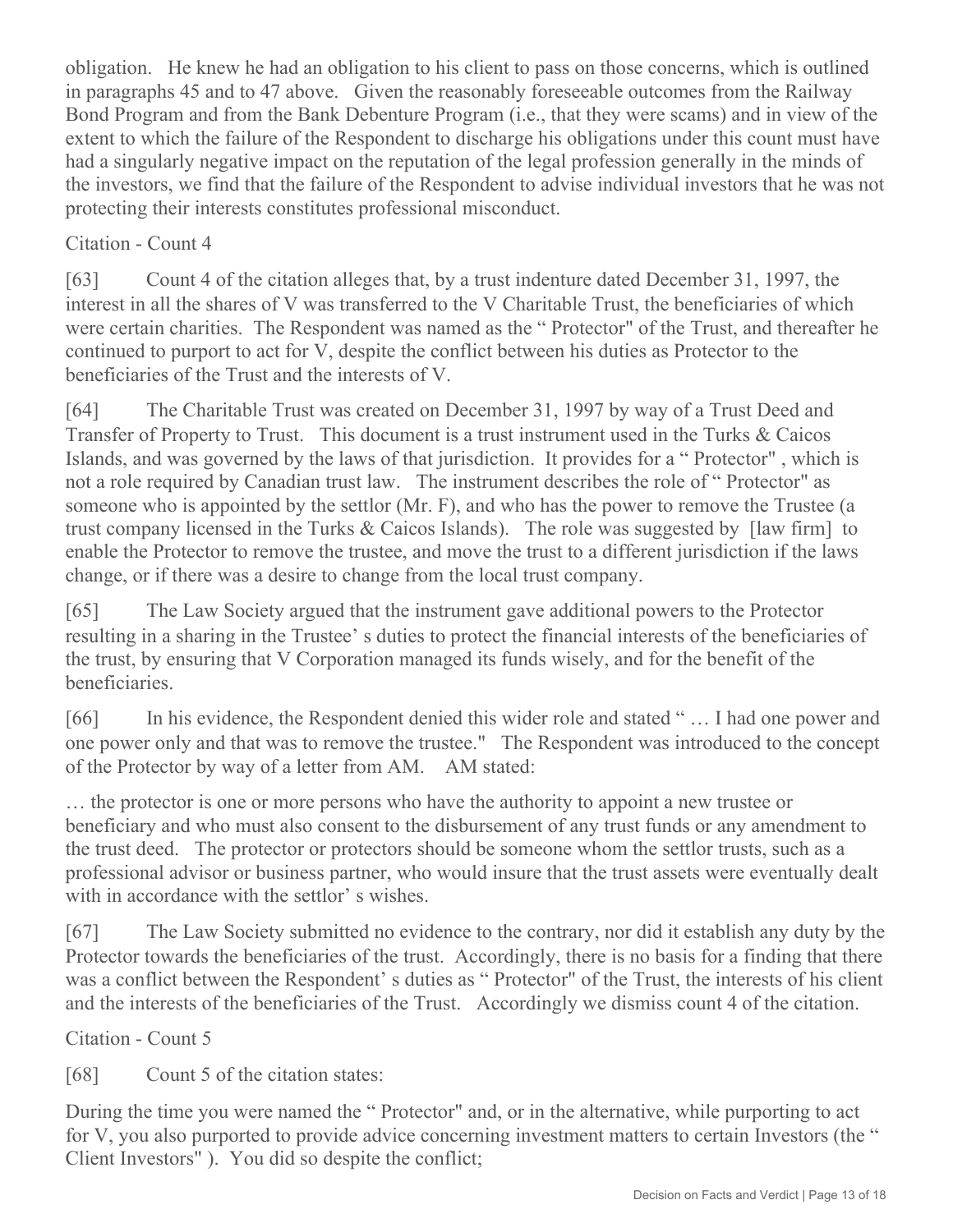obligation. He knew he had an obligation to his client to pass on those concerns, which is outlined in paragraphs 45 and to 47 above. Given the reasonably foreseeable outcomes from the Railway Bond Program and from the Bank Debenture Program (i.e., that they were scams) and in view of the extent to which the failure of the Respondent to discharge his obligations under this count must have had a singularly negative impact on the reputation of the legal profession generally in the minds of the investors, we find that the failure of the Respondent to advise individual investors that he was not protecting their interests constitutes professional misconduct.

Citation - Count 4

[63] Count 4 of the citation alleges that, by a trust indenture dated December 31, 1997, the interest in all the shares of V was transferred to the V Charitable Trust, the beneficiaries of which were certain charities. The Respondent was named as the " Protector" of the Trust, and thereafter he continued to purport to act for V, despite the conflict between his duties as Protector to the beneficiaries of the Trust and the interests of V.

[64] The Charitable Trust was created on December 31, 1997 by way of a Trust Deed and Transfer of Property to Trust. This document is a trust instrument used in the Turks & Caicos Islands, and was governed by the laws of that jurisdiction. It provides for a " Protector" , which is not a role required by Canadian trust law. The instrument describes the role of " Protector" as someone who is appointed by the settlor (Mr. F), and who has the power to remove the Trustee (a trust company licensed in the Turks & Caicos Islands). The role was suggested by [law firm] to enable the Protector to remove the trustee, and move the trust to a different jurisdiction if the laws change, or if there was a desire to change from the local trust company.

[65] The Law Society argued that the instrument gave additional powers to the Protector resulting in a sharing in the Trustee' s duties to protect the financial interests of the beneficiaries of the trust, by ensuring that V Corporation managed its funds wisely, and for the benefit of the beneficiaries.

[66] In his evidence, the Respondent denied this wider role and stated " … I had one power and one power only and that was to remove the trustee." The Respondent was introduced to the concept of the Protector by way of a letter from AM. AM stated:

… the protector is one or more persons who have the authority to appoint a new trustee or beneficiary and who must also consent to the disbursement of any trust funds or any amendment to the trust deed. The protector or protectors should be someone whom the settlor trusts, such as a professional advisor or business partner, who would insure that the trust assets were eventually dealt with in accordance with the settlor' s wishes.

[67] The Law Society submitted no evidence to the contrary, nor did it establish any duty by the Protector towards the beneficiaries of the trust. Accordingly, there is no basis for a finding that there was a conflict between the Respondent' s duties as " Protector" of the Trust, the interests of his client and the interests of the beneficiaries of the Trust. Accordingly we dismiss count 4 of the citation.

Citation - Count 5

[68] Count 5 of the citation states:

During the time you were named the " Protector" and, or in the alternative, while purporting to act for V, you also purported to provide advice concerning investment matters to certain Investors (the " Client Investors" ). You did so despite the conflict;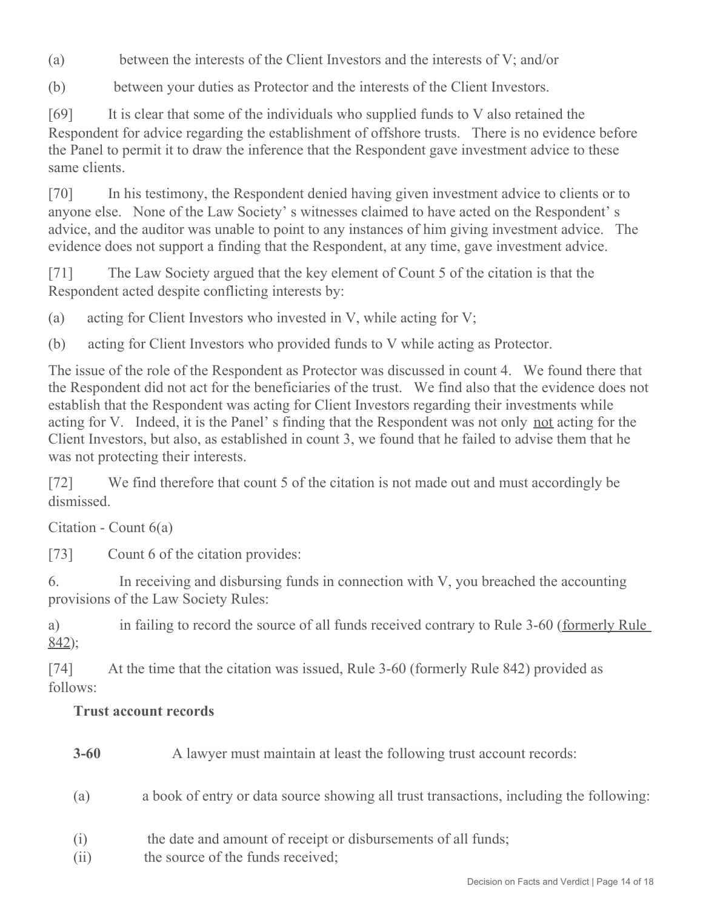(a) between the interests of the Client Investors and the interests of V; and/or

(b) between your duties as Protector and the interests of the Client Investors.

[69] It is clear that some of the individuals who supplied funds to V also retained the Respondent for advice regarding the establishment of offshore trusts. There is no evidence before the Panel to permit it to draw the inference that the Respondent gave investment advice to these same clients.

[70] In his testimony, the Respondent denied having given investment advice to clients or to anyone else. None of the Law Society' s witnesses claimed to have acted on the Respondent' s advice, and the auditor was unable to point to any instances of him giving investment advice. The evidence does not support a finding that the Respondent, at any time, gave investment advice.

[71] The Law Society argued that the key element of Count 5 of the citation is that the Respondent acted despite conflicting interests by:

(a) acting for Client Investors who invested in V, while acting for V;

(b) acting for Client Investors who provided funds to V while acting as Protector.

The issue of the role of the Respondent as Protector was discussed in count 4. We found there that the Respondent did not act for the beneficiaries of the trust. We find also that the evidence does not establish that the Respondent was acting for Client Investors regarding their investments while acting for V. Indeed, it is the Panel' s finding that the Respondent was not only <u>not</u> acting for the Client Investors, but also, as established in count 3, we found that he failed to advise them that he was not protecting their interests.

[72] We find therefore that count 5 of the citation is not made out and must accordingly be dismissed.

Citation - Count 6(a)

[73] Count 6 of the citation provides:

6. In receiving and disbursing funds in connection with V, you breached the accounting provisions of the Law Society Rules:

a) in failing to record the source of all funds received contrary to Rule 3-60 (<u>formerly Rule 842</u>);

[74] At the time that the citation was issued, Rule 3-60 (formerly Rule 842) provided as follows:

**Trust account records**

**3-60** A lawyer must maintain at least the following trust account records:

(a) a book of entry or data source showing all trust transactions, including the following:

(i) the date and amount of receipt or disbursements of all funds;

(ii) the source of the funds received;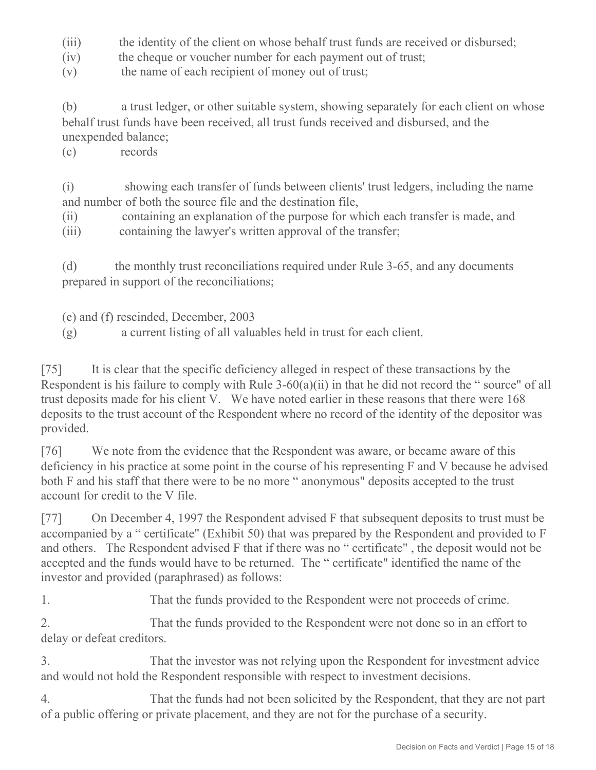(iii) the identity of the client on whose behalf trust funds are received or disbursed;

(iv) the cheque or voucher number for each payment out of trust;

(v) the name of each recipient of money out of trust;

(b) a trust ledger, or other suitable system, showing separately for each client on whose behalf trust funds have been received, all trust funds received and disbursed, and the unexpended balance;

(c) records

(i) showing each transfer of funds between clients' trust ledgers, including the name and number of both the source file and the destination file,

(ii) containing an explanation of the purpose for which each transfer is made, and

(iii) containing the lawyer's written approval of the transfer;

(d) the monthly trust reconciliations required under Rule 3-65, and any documents prepared in support of the reconciliations;

(e) and (f) rescinded, December, 2003

(g) a current listing of all valuables held in trust for each client.

[75] It is clear that the specific deficiency alleged in respect of these transactions by the Respondent is his failure to comply with Rule 3-60(a)(ii) in that he did not record the " source" of all trust deposits made for his client V. We have noted earlier in these reasons that there were 168 deposits to the trust account of the Respondent where no record of the identity of the depositor was provided.

[76] We note from the evidence that the Respondent was aware, or became aware of this deficiency in his practice at some point in the course of his representing F and V because he advised both F and his staff that there were to be no more " anonymous" deposits accepted to the trust account for credit to the V file.

[77] On December 4, 1997 the Respondent advised F that subsequent deposits to trust must be accompanied by a " certificate" (Exhibit 50) that was prepared by the Respondent and provided to F and others. The Respondent advised F that if there was no " certificate" , the deposit would not be accepted and the funds would have to be returned. The " certificate" identified the name of the investor and provided (paraphrased) as follows:

1. That the funds provided to the Respondent were not proceeds of crime.

2. That the funds provided to the Respondent were not done so in an effort to delay or defeat creditors.

3. That the investor was not relying upon the Respondent for investment advice and would not hold the Respondent responsible with respect to investment decisions.

4. That the funds had not been solicited by the Respondent, that they are not part of a public offering or private placement, and they are not for the purchase of a security.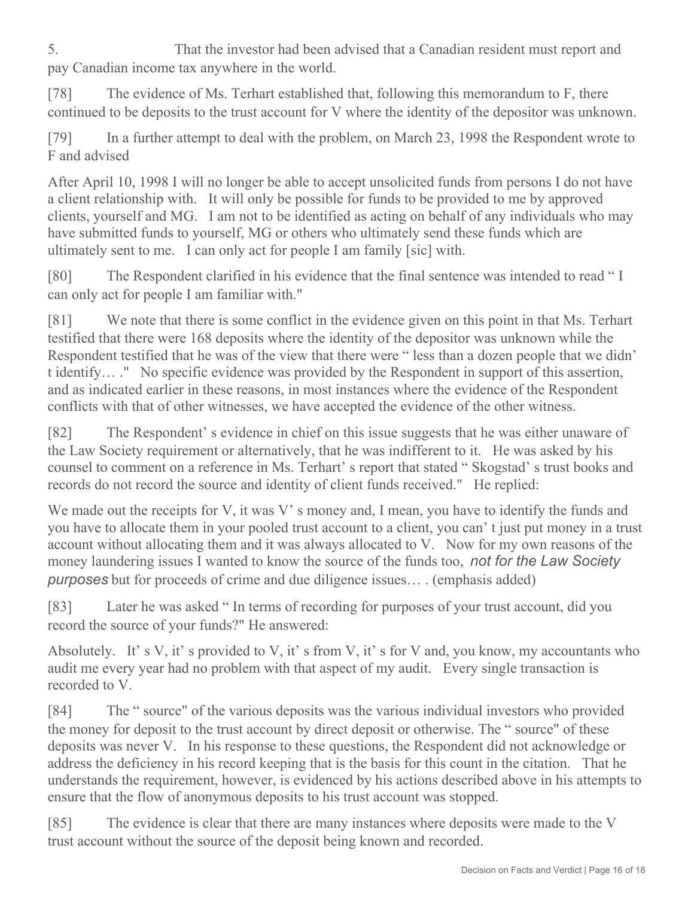5. That the investor had been advised that a Canadian resident must report and pay Canadian income tax anywhere in the world.

[78] The evidence of Ms. Terhart established that, following this memorandum to F, there continued to be deposits to the trust account for V where the identity of the depositor was unknown.

[79] In a further attempt to deal with the problem, on March 23, 1998 the Respondent wrote to F and advised

After April 10, 1998 I will no longer be able to accept unsolicited funds from persons I do not have a client relationship with. It will only be possible for funds to be provided to me by approved clients, yourself and MG. I am not to be identified as acting on behalf of any individuals who may have submitted funds to yourself, MG or others who ultimately send these funds which are ultimately sent to me. I can only act for people I am family [sic] with.

[80] The Respondent clarified in his evidence that the final sentence was intended to read " I can only act for people I am familiar with."

[81] We note that there is some conflict in the evidence given on this point in that Ms. Terhart testified that there were 168 deposits where the identity of the depositor was unknown while the Respondent testified that he was of the view that there were " less than a dozen people that we didn' t identify… ." No specific evidence was provided by the Respondent in support of this assertion, and as indicated earlier in these reasons, in most instances where the evidence of the Respondent conflicts with that of other witnesses, we have accepted the evidence of the other witness.

[82] The Respondent' s evidence in chief on this issue suggests that he was either unaware of the Law Society requirement or alternatively, that he was indifferent to it. He was asked by his counsel to comment on a reference in Ms. Terhart' s report that stated " Skogstad' s trust books and records do not record the source and identity of client funds received." He replied:

We made out the receipts for V, it was V' s money and, I mean, you have to identify the funds and you have to allocate them in your pooled trust account to a client, you can' t just put money in a trust account without allocating them and it was always allocated to V. Now for my own reasons of the money laundering issues I wanted to know the source of the funds too, *not for the Law Society purposes* but for proceeds of crime and due diligence issues… . (emphasis added)

[83] Later he was asked " In terms of recording for purposes of your trust account, did you record the source of your funds?" He answered:

Absolutely. It' s V, it' s provided to V, it' s from V, it' s for V and, you know, my accountants who audit me every year had no problem with that aspect of my audit. Every single transaction is recorded to V.

[84] The " source" of the various deposits was the various individual investors who provided the money for deposit to the trust account by direct deposit or otherwise. The " source" of these deposits was never V. In his response to these questions, the Respondent did not acknowledge or address the deficiency in his record keeping that is the basis for this count in the citation. That he understands the requirement, however, is evidenced by his actions described above in his attempts to ensure that the flow of anonymous deposits to his trust account was stopped.

[85] The evidence is clear that there are many instances where deposits were made to the V trust account without the source of the deposit being known and recorded.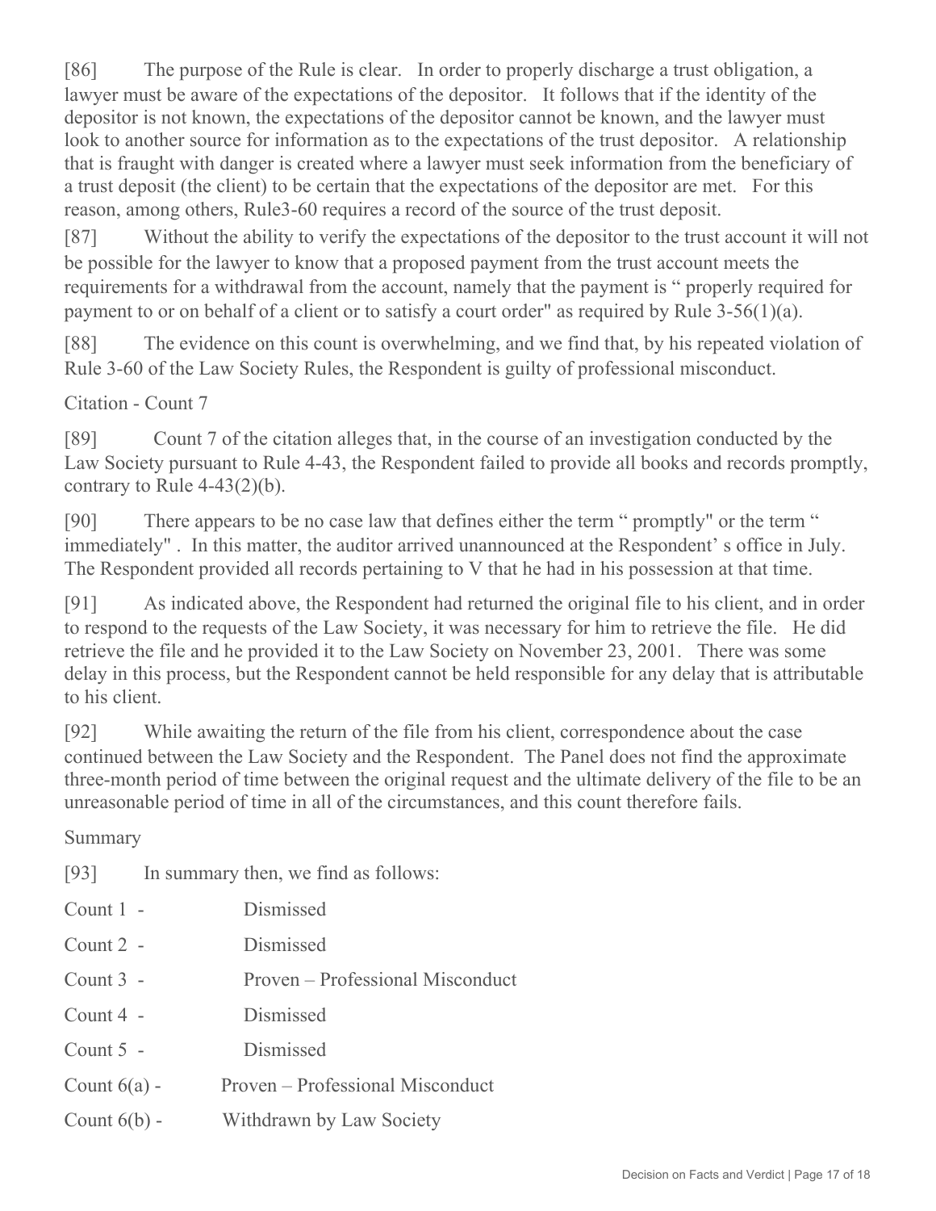[86] The purpose of the Rule is clear. In order to properly discharge a trust obligation, a lawyer must be aware of the expectations of the depositor. It follows that if the identity of the depositor is not known, the expectations of the depositor cannot be known, and the lawyer must look to another source for information as to the expectations of the trust depositor. A relationship that is fraught with danger is created where a lawyer must seek information from the beneficiary of a trust deposit (the client) to be certain that the expectations of the depositor are met. For this reason, among others, Rule3-60 requires a record of the source of the trust deposit.

[87] Without the ability to verify the expectations of the depositor to the trust account it will not be possible for the lawyer to know that a proposed payment from the trust account meets the requirements for a withdrawal from the account, namely that the payment is " properly required for payment to or on behalf of a client or to satisfy a court order" as required by Rule 3-56(1)(a).

[88] The evidence on this count is overwhelming, and we find that, by his repeated violation of Rule 3-60 of the Law Society Rules, the Respondent is guilty of professional misconduct.

Citation - Count 7

[89] Count 7 of the citation alleges that, in the course of an investigation conducted by the Law Society pursuant to Rule 4-43, the Respondent failed to provide all books and records promptly, contrary to Rule 4-43(2)(b).

[90] There appears to be no case law that defines either the term " promptly" or the term " immediately" . In this matter, the auditor arrived unannounced at the Respondent' s office in July. The Respondent provided all records pertaining to V that he had in his possession at that time.

[91] As indicated above, the Respondent had returned the original file to his client, and in order to respond to the requests of the Law Society, it was necessary for him to retrieve the file. He did retrieve the file and he provided it to the Law Society on November 23, 2001. There was some delay in this process, but the Respondent cannot be held responsible for any delay that is attributable to his client.

[92] While awaiting the return of the file from his client, correspondence about the case continued between the Law Society and the Respondent. The Panel does not find the approximate three-month period of time between the original request and the ultimate delivery of the file to be an unreasonable period of time in all of the circumstances, and this count therefore fails.

Summary

[93] In summary then, we find as follows:

Count 1 - Dismissed

Count 2 - Dismissed

Count 3 - Proven – Professional Misconduct

Count 4 - Dismissed

Count 5 - Dismissed

Count 6(a) - Proven – Professional Misconduct

Count 6(b) - Withdrawn by Law Society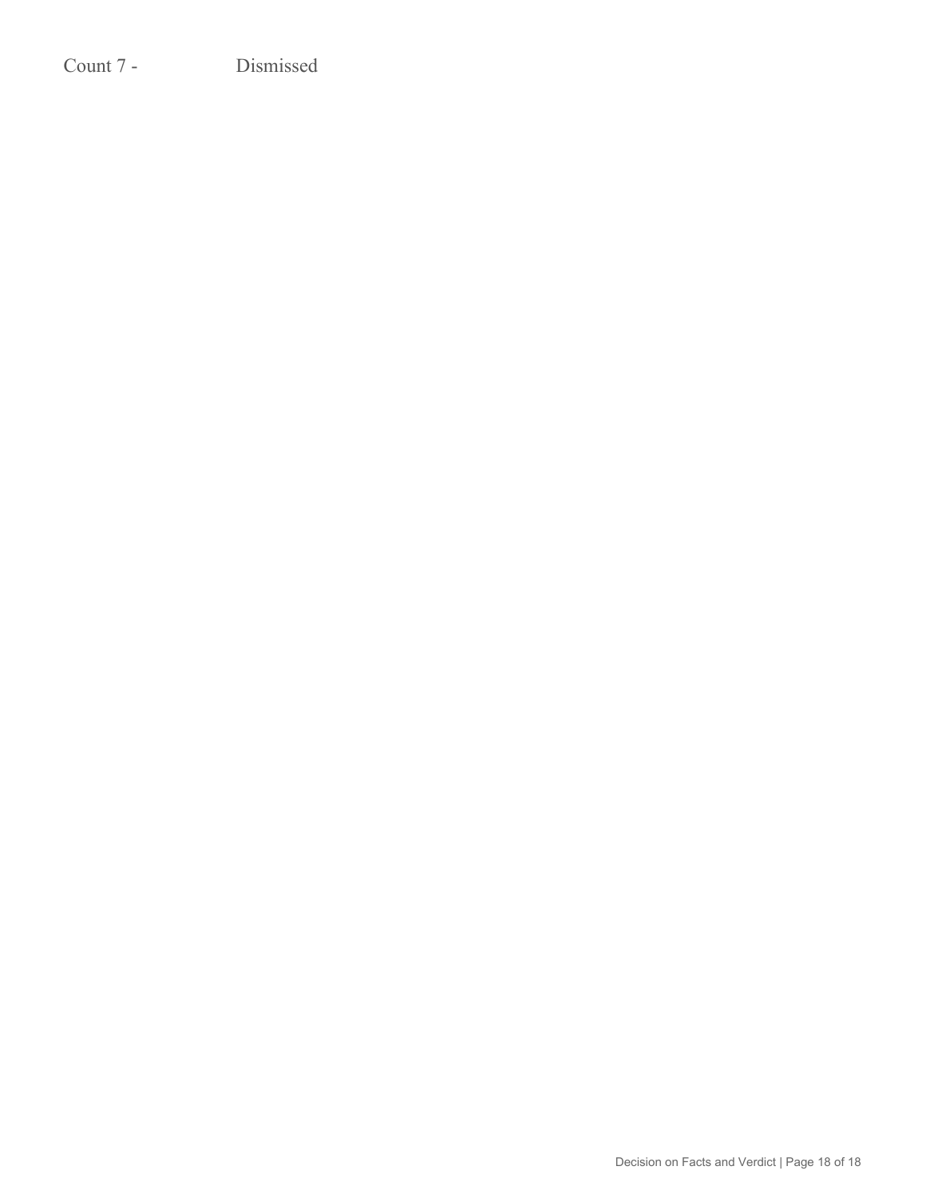Count 7 - Dismissed